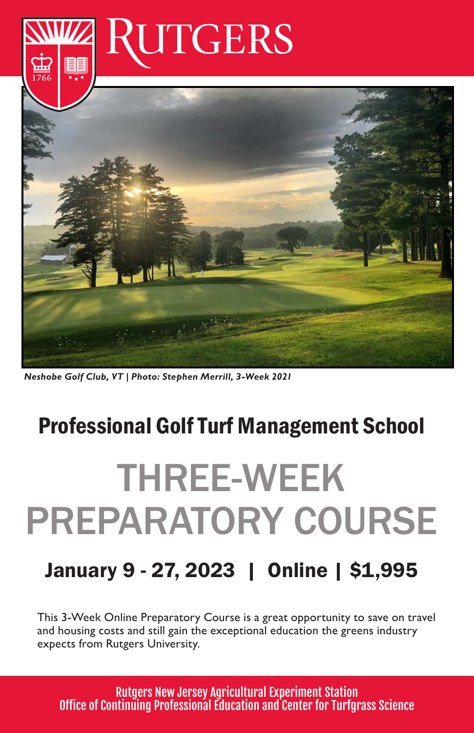RUTGERS

*Neshobe Golf Club, VT | Photo: Stephen Merrill, 3-Week 2021*

## Professional Golf Turf Management School

# THREE-WEEK PREPARATORY COURSE

### January 9 - 27, 2023 | Online | $1,995

This 3-Week Online Preparatory Course is a great opportunity to save on travel and housing costs and still gain the exceptional education the greens industry expects from Rutgers University.

Rutgers New Jersey Agricultural Experiment Station
Office of Continuing Professional Education and Center for Turfgrass Science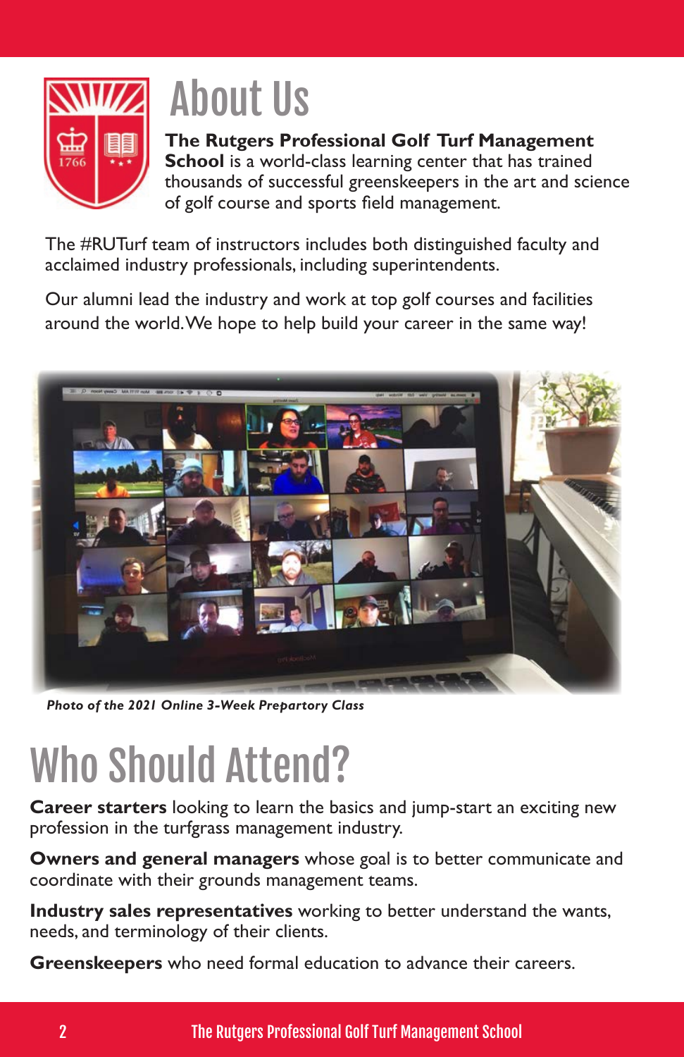# About Us

**The Rutgers Professional Golf Turf Management School** is a world-class learning center that has trained thousands of successful greenskeepers in the art and science of golf course and sports field management.

The #RUTurf team of instructors includes both distinguished faculty and acclaimed industry professionals, including superintendents.

Our alumni lead the industry and work at top golf courses and facilities around the world. We hope to help build your career in the same way!

***Photo of the 2021 Online 3-Week Prepartory Class***

# Who Should Attend?

**Career starters** looking to learn the basics and jump-start an exciting new profession in the turfgrass management industry.

**Owners and general managers** whose goal is to better communicate and coordinate with their grounds management teams.

**Industry sales representatives** working to better understand the wants, needs, and terminology of their clients.

**Greenskeepers** who need formal education to advance their careers.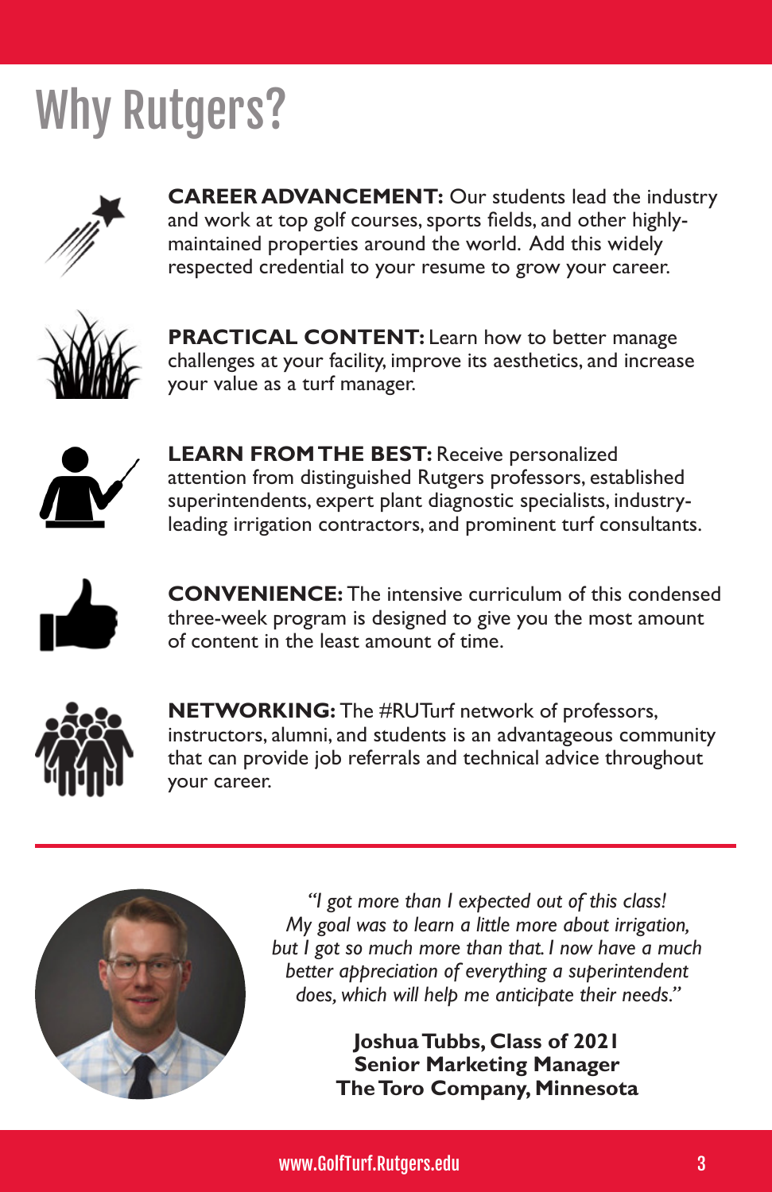# Why Rutgers?

**CAREER ADVANCEMENT:** Our students lead the industry and work at top golf courses, sports fields, and other highly-maintained properties around the world. Add this widely respected credential to your resume to grow your career.

**PRACTICAL CONTENT:** Learn how to better manage challenges at your facility, improve its aesthetics, and increase your value as a turf manager.

**LEARN FROM THE BEST:** Receive personalized attention from distinguished Rutgers professors, established superintendents, expert plant diagnostic specialists, industry-leading irrigation contractors, and prominent turf consultants.

**CONVENIENCE:** The intensive curriculum of this condensed three-week program is designed to give you the most amount of content in the least amount of time.

**NETWORKING:** The #RUTurf network of professors, instructors, alumni, and students is an advantageous community that can provide job referrals and technical advice throughout your career.

---

*"I got more than I expected out of this class! My goal was to learn a little more about irrigation, but I got so much more than that. I now have a much better appreciation of everything a superintendent does, which will help me anticipate their needs."*

**Joshua Tubbs, Class of 2021**
**Senior Marketing Manager**
**The Toro Company, Minnesota**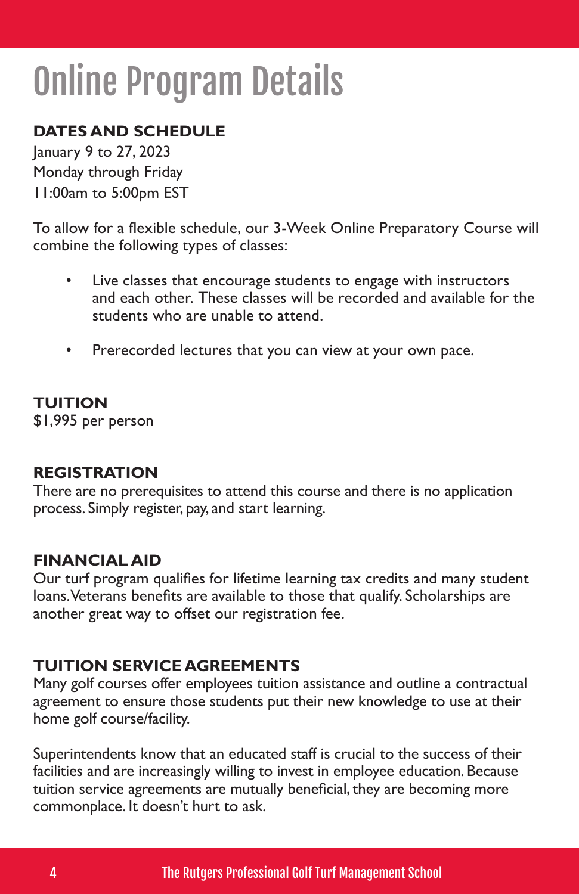# Online Program Details

## DATES AND SCHEDULE

January 9 to 27, 2023
Monday through Friday
11:00am to 5:00pm EST

To allow for a flexible schedule, our 3-Week Online Preparatory Course will combine the following types of classes:

- Live classes that encourage students to engage with instructors and each other. These classes will be recorded and available for the students who are unable to attend.
- Prerecorded lectures that you can view at your own pace.

## TUITION

$1,995 per person

## REGISTRATION

There are no prerequisites to attend this course and there is no application process. Simply register, pay, and start learning.

## FINANCIAL AID

Our turf program qualifies for lifetime learning tax credits and many student loans. Veterans benefits are available to those that qualify. Scholarships are another great way to offset our registration fee.

## TUITION SERVICE AGREEMENTS

Many golf courses offer employees tuition assistance and outline a contractual agreement to ensure those students put their new knowledge to use at their home golf course/facility.

Superintendents know that an educated staff is crucial to the success of their facilities and are increasingly willing to invest in employee education. Because tuition service agreements are mutually beneficial, they are becoming more commonplace. It doesn't hurt to ask.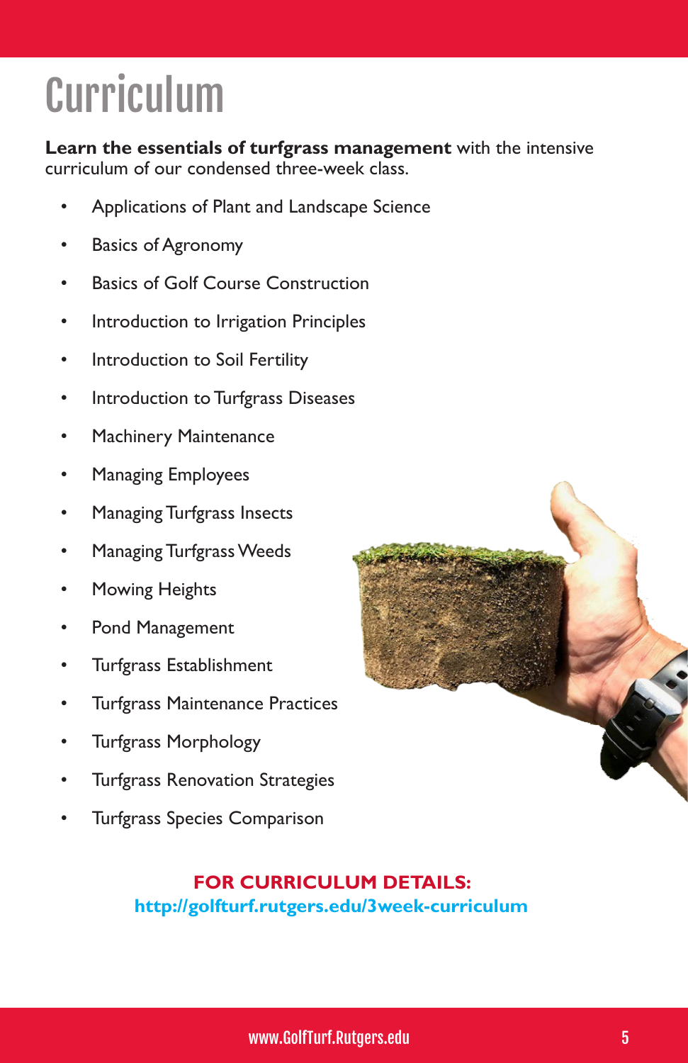# Curriculum

**Learn the essentials of turfgrass management** with the intensive curriculum of our condensed three-week class.

- Applications of Plant and Landscape Science
- Basics of Agronomy
- Basics of Golf Course Construction
- Introduction to Irrigation Principles
- Introduction to Soil Fertility
- Introduction to Turfgrass Diseases
- Machinery Maintenance
- Managing Employees
- Managing Turfgrass Insects
- Managing Turfgrass Weeds
- Mowing Heights
- Pond Management
- Turfgrass Establishment
- Turfgrass Maintenance Practices
- Turfgrass Morphology
- Turfgrass Renovation Strategies
- Turfgrass Species Comparison

**FOR CURRICULUM DETAILS:**
**http://golfturf.rutgers.edu/3week-curriculum**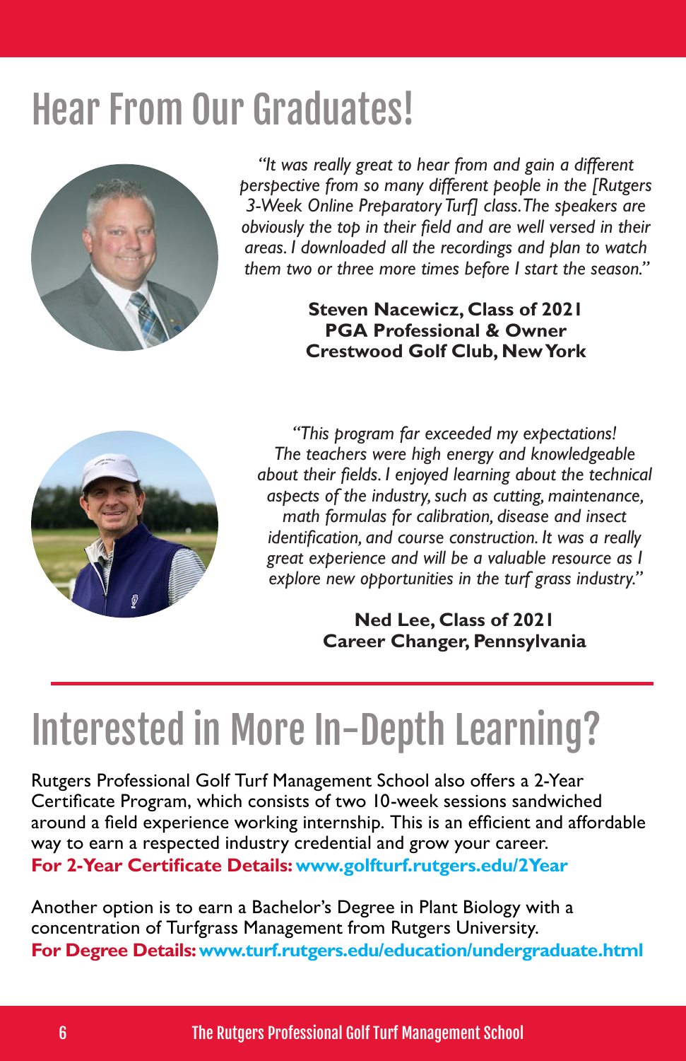# Hear From Our Graduates!

*"It was really great to hear from and gain a different perspective from so many different people in the [Rutgers 3-Week Online Preparatory Turf] class. The speakers are obviously the top in their field and are well versed in their areas. I downloaded all the recordings and plan to watch them two or three more times before I start the season."*

**Steven Nacewicz, Class of 2021**
**PGA Professional & Owner**
**Crestwood Golf Club, New York**

*"This program far exceeded my expectations! The teachers were high energy and knowledgeable about their fields. I enjoyed learning about the technical aspects of the industry, such as cutting, maintenance, math formulas for calibration, disease and insect identification, and course construction. It was a really great experience and will be a valuable resource as I explore new opportunities in the turf grass industry."*

**Ned Lee, Class of 2021**
**Career Changer, Pennsylvania**

# Interested in More In-Depth Learning?

Rutgers Professional Golf Turf Management School also offers a 2-Year Certificate Program, which consists of two 10-week sessions sandwiched around a field experience working internship. This is an efficient and affordable way to earn a respected industry credential and grow your career.
**For 2-Year Certificate Details: www.golfturf.rutgers.edu/2Year**

Another option is to earn a Bachelor's Degree in Plant Biology with a concentration of Turfgrass Management from Rutgers University.
**For Degree Details: www.turf.rutgers.edu/education/undergraduate.html**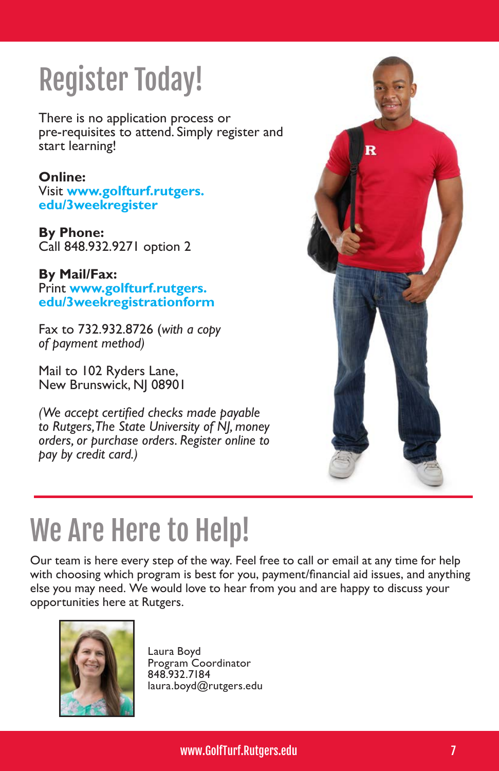# Register Today!

There is no application process or pre-requisites to attend. Simply register and start learning!

**Online:**
Visit **www.golfturf.rutgers.edu/3weekregister**

**By Phone:**
Call 848.932.9271 option 2

**By Mail/Fax:**
Print **www.golfturf.rutgers.edu/3weekregistrationform**

Fax to 732.932.8726 (*with a copy of payment method)*

Mail to 102 Ryders Lane, New Brunswick, NJ 08901

*(We accept certified checks made payable to Rutgers, The State University of NJ, money orders, or purchase orders. Register online to pay by credit card.)*

# We Are Here to Help!

Our team is here every step of the way. Feel free to call or email at any time for help with choosing which program is best for you, payment/financial aid issues, and anything else you may need. We would love to hear from you and are happy to discuss your opportunities here at Rutgers.

Laura Boyd
Program Coordinator
848.932.7184
laura.boyd@rutgers.edu

www.GolfTurf.Rutgers.edu